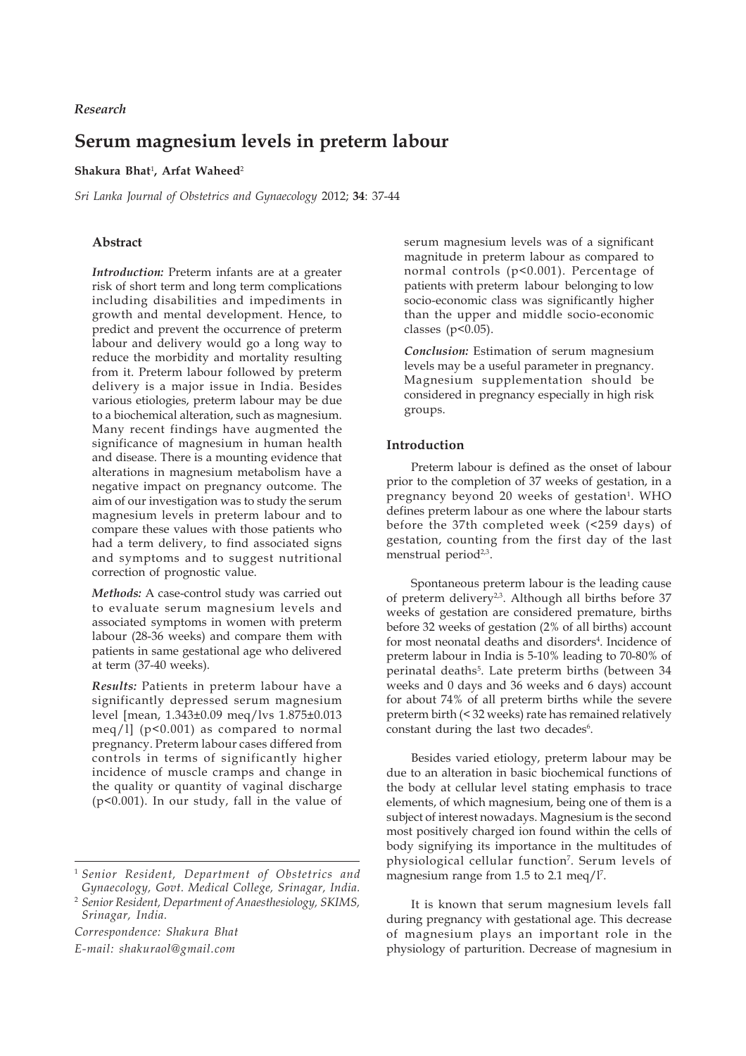*Research*

# Serum magnesium levels in preterm labour

**Shakura Bhat**[1], **Arfat Waheed**[2]

*Sri Lanka Journal of Obstetrics and Gynaecology* 2012; **34**: 37-44

## Abstract

***Introduction:*** Preterm infants are at a greater risk of short term and long term complications including disabilities and impediments in growth and mental development. Hence, to predict and prevent the occurrence of preterm labour and delivery would go a long way to reduce the morbidity and mortality resulting from it. Preterm labour followed by preterm delivery is a major issue in India. Besides various etiologies, preterm labour may be due to a biochemical alteration, such as magnesium. Many recent findings have augmented the significance of magnesium in human health and disease. There is a mounting evidence that alterations in magnesium metabolism have a negative impact on pregnancy outcome. The aim of our investigation was to study the serum magnesium levels in preterm labour and to compare these values with those patients who had a term delivery, to find associated signs and symptoms and to suggest nutritional correction of prognostic value.

***Methods:*** A case-control study was carried out to evaluate serum magnesium levels and associated symptoms in women with preterm labour (28-36 weeks) and compare them with patients in same gestational age who delivered at term (37-40 weeks).

***Results:*** Patients in preterm labour have a significantly depressed serum magnesium level [mean, 1.343±0.09 meq/lvs 1.875±0.013 meq/l] ($p<0.001$) as compared to normal pregnancy. Preterm labour cases differed from controls in terms of significantly higher incidence of muscle cramps and change in the quality or quantity of vaginal discharge ($p<0.001$). In our study, fall in the value of serum magnesium levels was of a significant magnitude in preterm labour as compared to normal controls ($p<0.001$). Percentage of patients with preterm labour belonging to low socio-economic class was significantly higher than the upper and middle socio-economic classes ($p<0.05$).

***Conclusion:*** Estimation of serum magnesium levels may be a useful parameter in pregnancy. Magnesium supplementation should be considered in pregnancy especially in high risk groups.

## Introduction

Preterm labour is defined as the onset of labour prior to the completion of 37 weeks of gestation, in a pregnancy beyond 20 weeks of gestation[1]. WHO defines preterm labour as one where the labour starts before the 37th completed week (<259 days) of gestation, counting from the first day of the last menstrual period[2,3].

Spontaneous preterm labour is the leading cause of preterm delivery[2,3]. Although all births before 37 weeks of gestation are considered premature, births before 32 weeks of gestation (2% of all births) account for most neonatal deaths and disorders[4]. Incidence of preterm labour in India is 5-10% leading to 70-80% of perinatal deaths[5]. Late preterm births (between 34 weeks and 0 days and 36 weeks and 6 days) account for about 74% of all preterm births while the severe preterm birth (< 32 weeks) rate has remained relatively constant during the last two decades[6].

Besides varied etiology, preterm labour may be due to an alteration in basic biochemical functions of the body at cellular level stating emphasis to trace elements, of which magnesium, being one of them is a subject of interest nowadays. Magnesium is the second most positively charged ion found within the cells of body signifying its importance in the multitudes of physiological cellular function[7]. Serum levels of magnesium range from 1.5 to 2.1 meq/l[7].

It is known that serum magnesium levels fall during pregnancy with gestational age. This decrease of magnesium plays an important role in the physiology of parturition. Decrease of magnesium in

---

[1] *Senior Resident, Department of Obstetrics and Gynaecology, Govt. Medical College, Srinagar, India.*

[2] *Senior Resident, Department of Anaesthesiology, SKIMS, Srinagar, India.*

*Correspondence: Shakura Bhat*

*E-mail: shakuraol@gmail.com*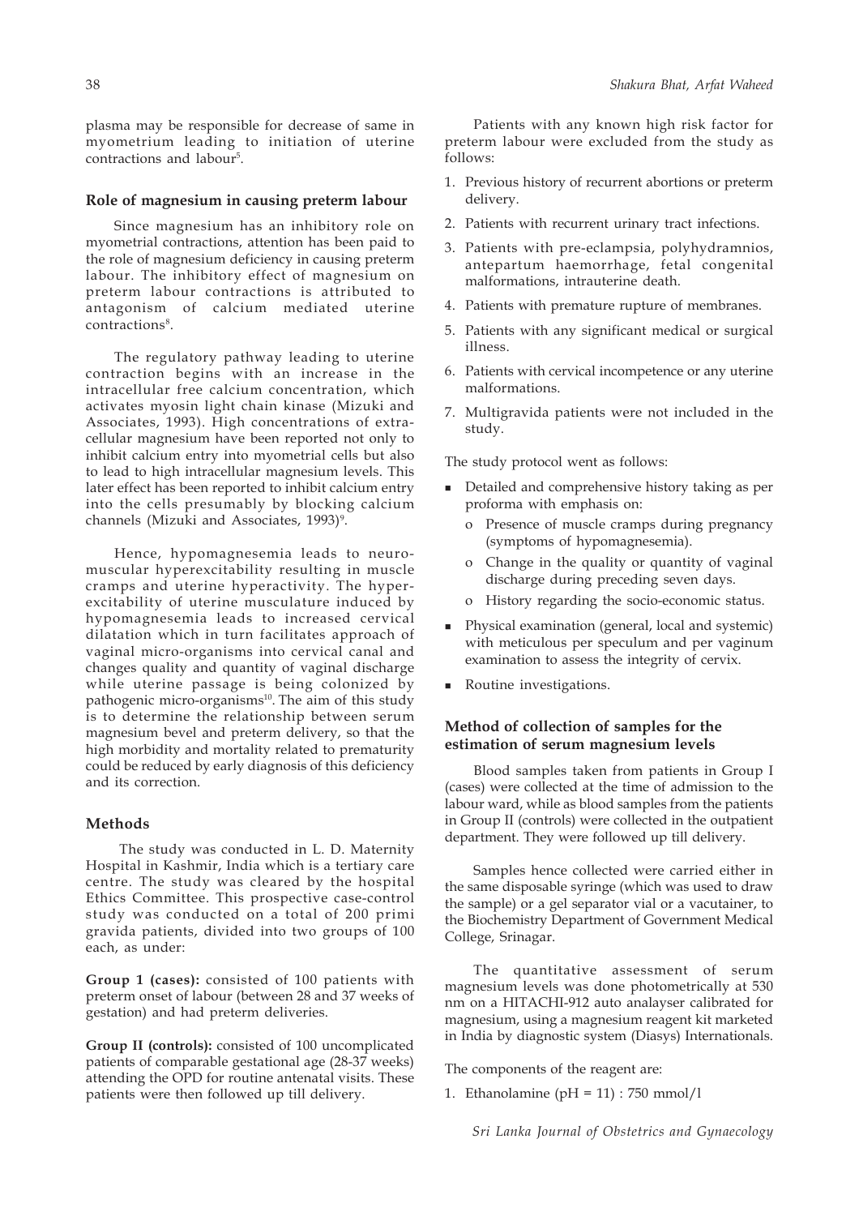plasma may be responsible for decrease of same in myometrium leading to initiation of uterine contractions and labour[5].

### Role of magnesium in causing preterm labour

Since magnesium has an inhibitory role on myometrial contractions, attention has been paid to the role of magnesium deficiency in causing preterm labour. The inhibitory effect of magnesium on preterm labour contractions is attributed to antagonism of calcium mediated uterine contractions[8].

The regulatory pathway leading to uterine contraction begins with an increase in the intracellular free calcium concentration, which activates myosin light chain kinase (Mizuki and Associates, 1993). High concentrations of extra-cellular magnesium have been reported not only to inhibit calcium entry into myometrial cells but also to lead to high intracellular magnesium levels. This later effect has been reported to inhibit calcium entry into the cells presumably by blocking calcium channels (Mizuki and Associates, 1993)[9].

Hence, hypomagnesemia leads to neuro-muscular hyperexcitability resulting in muscle cramps and uterine hyperactivity. The hyper-excitability of uterine musculature induced by hypomagnesemia leads to increased cervical dilatation which in turn facilitates approach of vaginal micro-organisms into cervical canal and changes quality and quantity of vaginal discharge while uterine passage is being colonized by pathogenic micro-organisms[10]. The aim of this study is to determine the relationship between serum magnesium bevel and preterm delivery, so that the high morbidity and mortality related to prematurity could be reduced by early diagnosis of this deficiency and its correction.

### Methods

The study was conducted in L. D. Maternity Hospital in Kashmir, India which is a tertiary care centre. The study was cleared by the hospital Ethics Committee. This prospective case-control study was conducted on a total of 200 primi gravida patients, divided into two groups of 100 each, as under:

**Group 1 (cases):** consisted of 100 patients with preterm onset of labour (between 28 and 37 weeks of gestation) and had preterm deliveries.

**Group II (controls):** consisted of 100 uncomplicated patients of comparable gestational age (28-37 weeks) attending the OPD for routine antenatal visits. These patients were then followed up till delivery.

Patients with any known high risk factor for preterm labour were excluded from the study as follows:

1. Previous history of recurrent abortions or preterm delivery.
2. Patients with recurrent urinary tract infections.
3. Patients with pre-eclampsia, polyhydramnios, antepartum haemorrhage, fetal congenital malformations, intrauterine death.
4. Patients with premature rupture of membranes.
5. Patients with any significant medical or surgical illness.
6. Patients with cervical incompetence or any uterine malformations.
7. Multigravida patients were not included in the study.

The study protocol went as follows:

- Detailed and comprehensive history taking as per proforma with emphasis on:
  - Presence of muscle cramps during pregnancy (symptoms of hypomagnesemia).
  - Change in the quality or quantity of vaginal discharge during preceding seven days.
  - History regarding the socio-economic status.
- Physical examination (general, local and systemic) with meticulous per speculum and per vaginum examination to assess the integrity of cervix.
- Routine investigations.

### Method of collection of samples for the estimation of serum magnesium levels

Blood samples taken from patients in Group I (cases) were collected at the time of admission to the labour ward, while as blood samples from the patients in Group II (controls) were collected in the outpatient department. They were followed up till delivery.

Samples hence collected were carried either in the same disposable syringe (which was used to draw the sample) or a gel separator vial or a vacutainer, to the Biochemistry Department of Government Medical College, Srinagar.

The quantitative assessment of serum magnesium levels was done photometrically at 530 nm on a HITACHI-912 auto analayser calibrated for magnesium, using a magnesium reagent kit marketed in India by diagnostic system (Diasys) Internationals.

The components of the reagent are:

1. Ethanolamine (pH = 11) : 750 mmol/l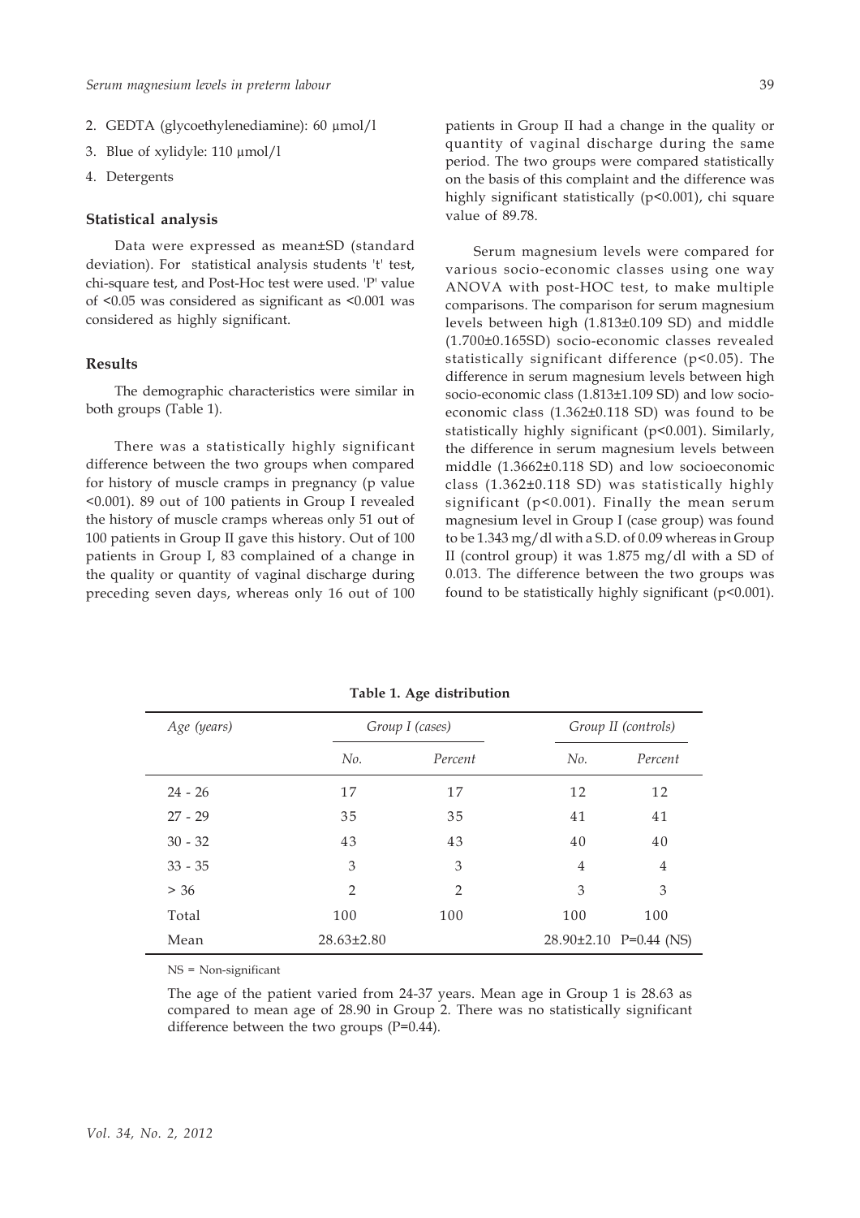2. GEDTA (glycoethylenediamine): 60 µmol/l
3. Blue of xylidyle: 110 µmol/l
4. Detergents

### Statistical analysis

Data were expressed as mean±SD (standard deviation). For statistical analysis students 't' test, chi-square test, and Post-Hoc test were used. 'P' value of <0.05 was considered as significant as <0.001 was considered as highly significant.

## Results

The demographic characteristics were similar in both groups (Table 1).

There was a statistically highly significant difference between the two groups when compared for history of muscle cramps in pregnancy (p value <0.001). 89 out of 100 patients in Group I revealed the history of muscle cramps whereas only 51 out of 100 patients in Group II gave this history. Out of 100 patients in Group I, 83 complained of a change in the quality or quantity of vaginal discharge during preceding seven days, whereas only 16 out of 100 patients in Group II had a change in the quality or quantity of vaginal discharge during the same period. The two groups were compared statistically on the basis of this complaint and the difference was highly significant statistically (p<0.001), chi square value of 89.78.

Serum magnesium levels were compared for various socio-economic classes using one way ANOVA with post-HOC test, to make multiple comparisons. The comparison for serum magnesium levels between high (1.813±0.109 SD) and middle (1.700±0.165SD) socio-economic classes revealed statistically significant difference (p<0.05). The difference in serum magnesium levels between high socio-economic class (1.813±1.109 SD) and low socio-economic class (1.362±0.118 SD) was found to be statistically highly significant (p<0.001). Similarly, the difference in serum magnesium levels between middle (1.3662±0.118 SD) and low socioeconomic class (1.362±0.118 SD) was statistically highly significant (p<0.001). Finally the mean serum magnesium level in Group I (case group) was found to be 1.343 mg/dl with a S.D. of 0.09 whereas in Group II (control group) it was 1.875 mg/dl with a SD of 0.013. The difference between the two groups was found to be statistically highly significant (p<0.001).

**Table 1. Age distribution**

| *Age (years)* | *Group I (cases)* | | *Group II (controls)* | |
|---|---|---|---|---|
| | *No.* | *Percent* | *No.* | *Percent* |
| 24 - 26 | 17 | 17 | 12 | 12 |
| 27 - 29 | 35 | 35 | 41 | 41 |
| 30 - 32 | 43 | 43 | 40 | 40 |
| 33 - 35 | 3 | 3 | 4 | 4 |
| > 36 | 2 | 2 | 3 | 3 |
| Total | 100 | 100 | 100 | 100 |
| Mean | 28.63±2.80 | | 28.90±2.10 | P=0.44 (NS) |

NS = Non-significant

The age of the patient varied from 24-37 years. Mean age in Group 1 is 28.63 as compared to mean age of 28.90 in Group 2. There was no statistically significant difference between the two groups (P=0.44).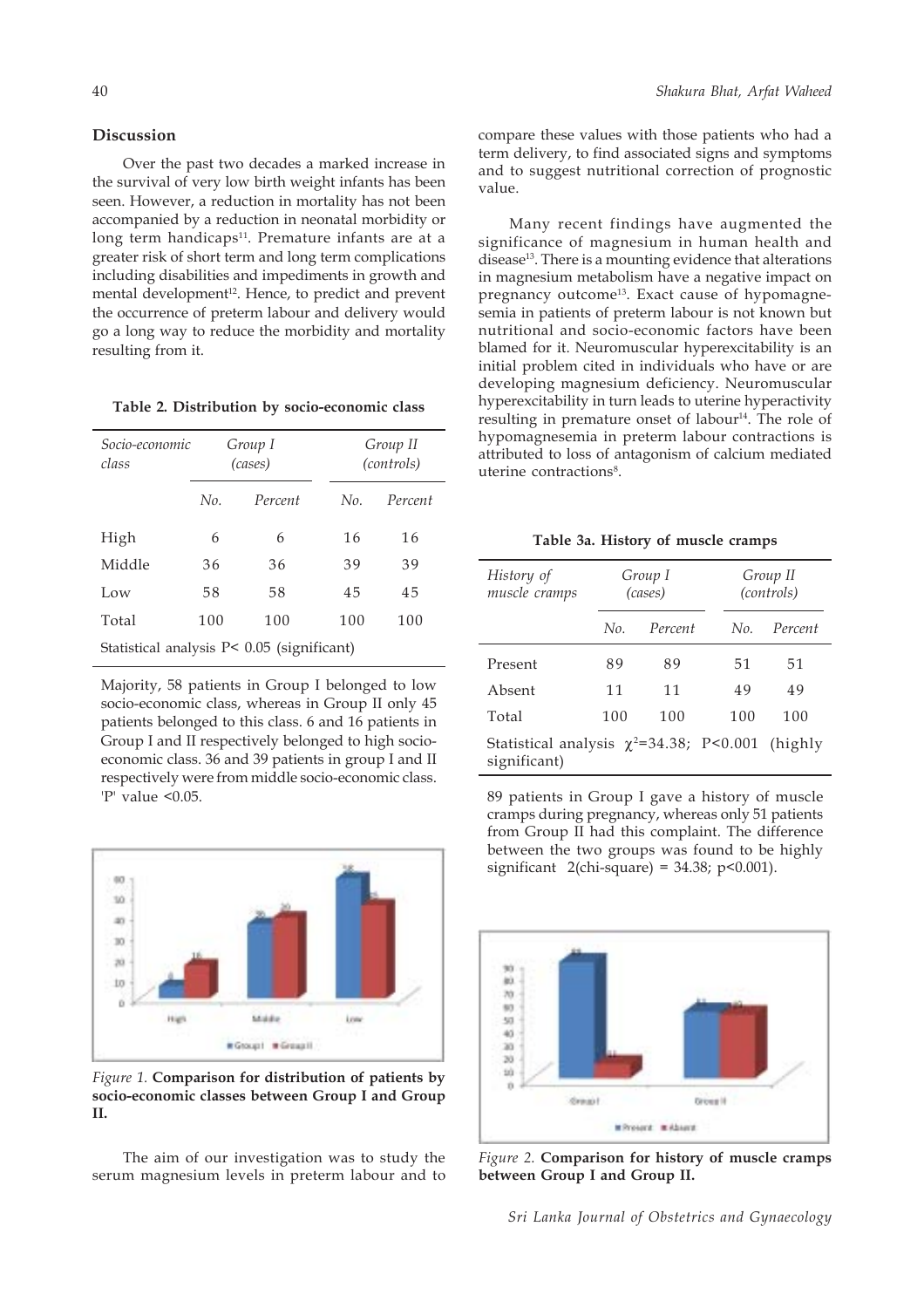## Discussion

Over the past two decades a marked increase in the survival of very low birth weight infants has been seen. However, a reduction in mortality has not been accompanied by a reduction in neonatal morbidity or long term handicaps[11]. Premature infants are at a greater risk of short term and long term complications including disabilities and impediments in growth and mental development[12]. Hence, to predict and prevent the occurrence of preterm labour and delivery would go a long way to reduce the morbidity and mortality resulting from it.

**Table 2. Distribution by socio-economic class**

| *Socio-economic class* | *Group I (cases)* | | *Group II (controls)* | |
|---|---|---|---|---|
| | *No.* | *Percent* | *No.* | *Percent* |
| High | 6 | 6 | 16 | 16 |
| Middle | 36 | 36 | 39 | 39 |
| Low | 58 | 58 | 45 | 45 |
| Total | 100 | 100 | 100 | 100 |
| Statistical analysis P< 0.05 (significant) | | | | |

Majority, 58 patients in Group I belonged to low socio-economic class, whereas in Group II only 45 patients belonged to this class. 6 and 16 patients in Group I and II respectively belonged to high socio-economic class. 36 and 39 patients in group I and II respectively were from middle socio-economic class. 'P' value <0.05.

*Figure 1.* **Comparison for distribution of patients by socio-economic classes between Group I and Group II.**

The aim of our investigation was to study the serum magnesium levels in preterm labour and to compare these values with those patients who had a term delivery, to find associated signs and symptoms and to suggest nutritional correction of prognostic value.

Many recent findings have augmented the significance of magnesium in human health and disease[13]. There is a mounting evidence that alterations in magnesium metabolism have a negative impact on pregnancy outcome[13]. Exact cause of hypomagnesemia in patients of preterm labour is not known but nutritional and socio-economic factors have been blamed for it. Neuromuscular hyperexcitability is an initial problem cited in individuals who have or are developing magnesium deficiency. Neuromuscular hyperexcitability in turn leads to uterine hyperactivity resulting in premature onset of labour[14]. The role of hypomagnesemia in preterm labour contractions is attributed to loss of antagonism of calcium mediated uterine contractions[8].

**Table 3a. History of muscle cramps**

| *History of muscle cramps* | *Group I (cases)* | | *Group II (controls)* | |
|---|---|---|---|---|
| | *No.* | *Percent* | *No.* | *Percent* |
| Present | 89 | 89 | 51 | 51 |
| Absent | 11 | 11 | 49 | 49 |
| Total | 100 | 100 | 100 | 100 |
| Statistical analysis $\chi^2$=34.38; P<0.001 (highly significant) | | | | |

89 patients in Group I gave a history of muscle cramps during pregnancy, whereas only 51 patients from Group II had this complaint. The difference between the two groups was found to be highly significant 2(chi-square) = 34.38; p<0.001).

*Figure 2.* **Comparison for history of muscle cramps between Group I and Group II.**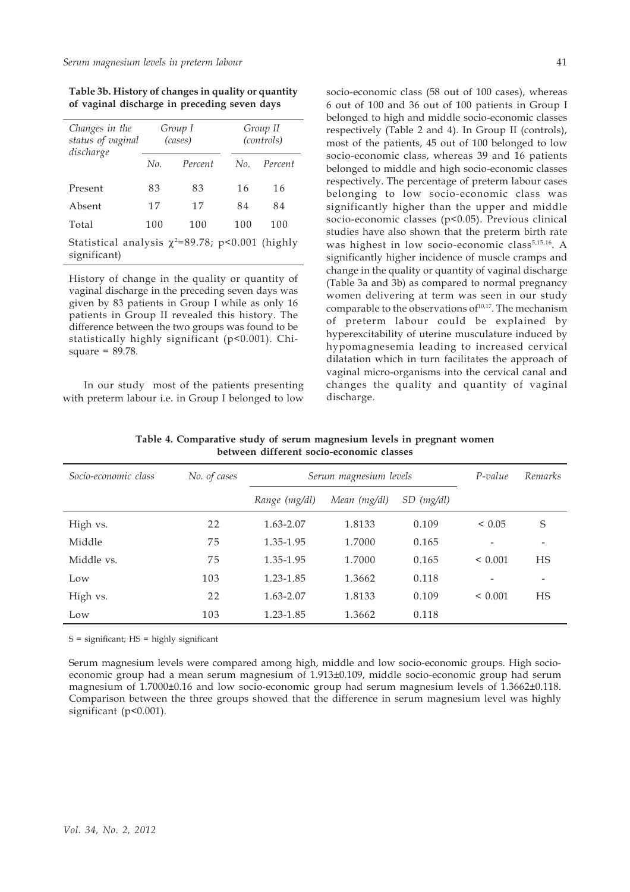**Table 3b. History of changes in quality or quantity of vaginal discharge in preceding seven days**

| *Changes in the status of vaginal discharge* | *Group I (cases)* | | *Group II (controls)* | |
|---|---|---|---|---|
| | *No.* | *Percent* | *No.* | *Percent* |
| Present | 83 | 83 | 16 | 16 |
| Absent | 17 | 17 | 84 | 84 |
| Total | 100 | 100 | 100 | 100 |

Statistical analysis $\chi^2$=89.78; p<0.001 (highly significant)

History of change in the quality or quantity of vaginal discharge in the preceding seven days was given by 83 patients in Group I while as only 16 patients in Group II revealed this history. The difference between the two groups was found to be statistically highly significant (p<0.001). Chi-square = 89.78.

In our study most of the patients presenting with preterm labour i.e. in Group I belonged to low socio-economic class (58 out of 100 cases), whereas 6 out of 100 and 36 out of 100 patients in Group I belonged to high and middle socio-economic classes respectively (Table 2 and 4). In Group II (controls), most of the patients, 45 out of 100 belonged to low socio-economic class, whereas 39 and 16 patients belonged to middle and high socio-economic classes respectively. The percentage of preterm labour cases belonging to low socio-economic class was significantly higher than the upper and middle socio-economic classes (p<0.05). Previous clinical studies have also shown that the preterm birth rate was highest in low socio-economic class[5,15,16]. A significantly higher incidence of muscle cramps and change in the quality or quantity of vaginal discharge (Table 3a and 3b) as compared to normal pregnancy women delivering at term was seen in our study comparable to the observations of[10,17]. The mechanism of preterm labour could be explained by hyperexcitability of uterine musculature induced by hypomagnesemia leading to increased cervical dilatation which in turn facilitates the approach of vaginal micro-organisms into the cervical canal and changes the quality and quantity of vaginal discharge.

**Table 4. Comparative study of serum magnesium levels in pregnant women between different socio-economic classes**

| *Socio-economic class* | *No. of cases* | *Serum magnesium levels* | | | *P-value* | *Remarks* |
|---|---|---|---|---|---|---|
| | | *Range (mg/dl)* | *Mean (mg/dl)* | *SD (mg/dl)* | | |
| High vs. | 22 | 1.63-2.07 | 1.8133 | 0.109 | < 0.05 | S |
| Middle | 75 | 1.35-1.95 | 1.7000 | 0.165 | - | - |
| Middle vs. | 75 | 1.35-1.95 | 1.7000 | 0.165 | < 0.001 | HS |
| Low | 103 | 1.23-1.85 | 1.3662 | 0.118 | - | - |
| High vs. | 22 | 1.63-2.07 | 1.8133 | 0.109 | < 0.001 | HS |
| Low | 103 | 1.23-1.85 | 1.3662 | 0.118 | | |

S = significant; HS = highly significant

Serum magnesium levels were compared among high, middle and low socio-economic groups. High socio-economic group had a mean serum magnesium of 1.913±0.109, middle socio-economic group had serum magnesium of 1.7000±0.16 and low socio-economic group had serum magnesium levels of 1.3662±0.118. Comparison between the three groups showed that the difference in serum magnesium level was highly significant (p<0.001).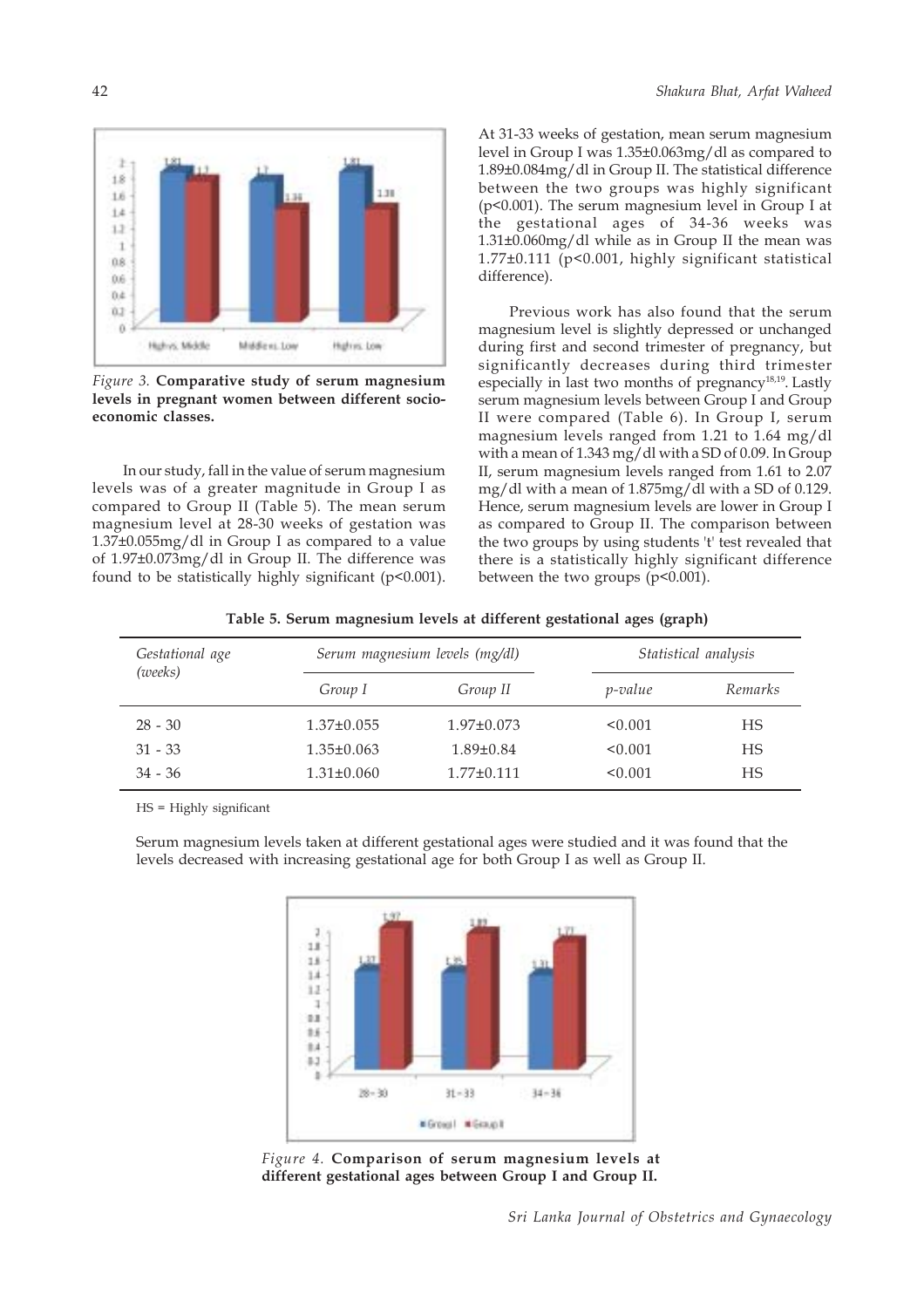*Figure 3.* **Comparative study of serum magnesium levels in pregnant women between different socio-economic classes.**

In our study, fall in the value of serum magnesium levels was of a greater magnitude in Group I as compared to Group II (Table 5). The mean serum magnesium level at 28-30 weeks of gestation was 1.37±0.055mg/dl in Group I as compared to a value of 1.97±0.073mg/dl in Group II. The difference was found to be statistically highly significant (p<0.001).

At 31-33 weeks of gestation, mean serum magnesium level in Group I was 1.35±0.063mg/dl as compared to 1.89±0.084mg/dl in Group II. The statistical difference between the two groups was highly significant (p<0.001). The serum magnesium level in Group I at the gestational ages of 34-36 weeks was 1.31±0.060mg/dl while as in Group II the mean was 1.77±0.111 (p<0.001, highly significant statistical difference).

Previous work has also found that the serum magnesium level is slightly depressed or unchanged during first and second trimester of pregnancy, but significantly decreases during third trimester especially in last two months of pregnancy[18,19]. Lastly serum magnesium levels between Group I and Group II were compared (Table 6). In Group I, serum magnesium levels ranged from 1.21 to 1.64 mg/dl with a mean of 1.343 mg/dl with a SD of 0.09. In Group II, serum magnesium levels ranged from 1.61 to 2.07 mg/dl with a mean of 1.875mg/dl with a SD of 0.129. Hence, serum magnesium levels are lower in Group I as compared to Group II. The comparison between the two groups by using students 't' test revealed that there is a statistically highly significant difference between the two groups (p<0.001).

**Table 5. Serum magnesium levels at different gestational ages (graph)**

| *Gestational age (weeks)* | *Serum magnesium levels (mg/dl)* | | *Statistical analysis* | |
|---|---|---|---|---|
| | *Group I* | *Group II* | *p-value* | *Remarks* |
| 28 - 30 | 1.37±0.055 | 1.97±0.073 | <0.001 | HS |
| 31 - 33 | 1.35±0.063 | 1.89±0.84 | <0.001 | HS |
| 34 - 36 | 1.31±0.060 | 1.77±0.111 | <0.001 | HS |

HS = Highly significant

Serum magnesium levels taken at different gestational ages were studied and it was found that the levels decreased with increasing gestational age for both Group I as well as Group II.

*Figure 4.* **Comparison of serum magnesium levels at different gestational ages between Group I and Group II.**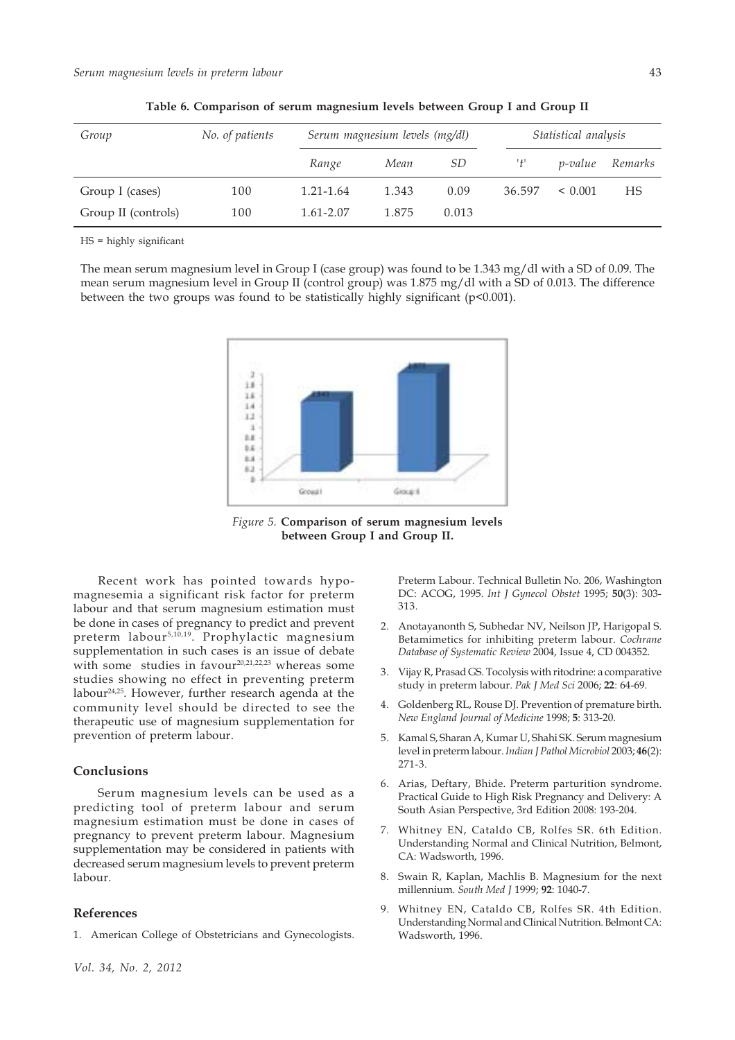**Table 6. Comparison of serum magnesium levels between Group I and Group II**

| Group | No. of patients | Serum magnesium levels (mg/dl) | | | Statistical analysis | | |
|---|---|---|---|---|---|---|---|
| | | Range | Mean | SD | 't' | p-value | Remarks |
| Group I (cases) | 100 | 1.21-1.64 | 1.343 | 0.09 | 36.597 | < 0.001 | HS |
| Group II (controls) | 100 | 1.61-2.07 | 1.875 | 0.013 | | | |

HS = highly significant

The mean serum magnesium level in Group I (case group) was found to be 1.343 mg/dl with a SD of 0.09. The mean serum magnesium level in Group II (control group) was 1.875 mg/dl with a SD of 0.013. The difference between the two groups was found to be statistically highly significant ($p<0.001$).

*Figure 5.* **Comparison of serum magnesium levels between Group I and Group II.**

Recent work has pointed towards hypomagnesemia a significant risk factor for preterm labour and that serum magnesium estimation must be done in cases of pregnancy to predict and prevent preterm labour[5,10,19]. Prophylactic magnesium supplementation in such cases is an issue of debate with some studies in favour[20,21,22,23] whereas some studies showing no effect in preventing preterm labour[24,25]. However, further research agenda at the community level should be directed to see the therapeutic use of magnesium supplementation for prevention of preterm labour.

## Conclusions

Serum magnesium levels can be used as a predicting tool of preterm labour and serum magnesium estimation must be done in cases of pregnancy to prevent preterm labour. Magnesium supplementation may be considered in patients with decreased serum magnesium levels to prevent preterm labour.

## References

1. American College of Obstetricians and Gynecologists. Preterm Labour. Technical Bulletin No. 206, Washington DC: ACOG, 1995. *Int J Gynecol Obstet* 1995; **50**(3): 303-313.
2. Anotayanonth S, Subhedar NV, Neilson JP, Harigopal S. Betamimetics for inhibiting preterm labour. *Cochrane Database of Systematic Review* 2004, Issue 4, CD 004352.
3. Vijay R, Prasad GS. Tocolysis with ritodrine: a comparative study in preterm labour. *Pak J Med Sci* 2006; **22**: 64-69.
4. Goldenberg RL, Rouse DJ. Prevention of premature birth. *New England Journal of Medicine* 1998; **5**: 313-20.
5. Kamal S, Sharan A, Kumar U, Shahi SK. Serum magnesium level in preterm labour. *Indian J Pathol Microbiol* 2003; **46**(2): 271-3.
6. Arias, Deftary, Bhide. Preterm parturition syndrome. Practical Guide to High Risk Pregnancy and Delivery: A South Asian Perspective, 3rd Edition 2008: 193-204.
7. Whitney EN, Cataldo CB, Rolfes SR. 6th Edition. Understanding Normal and Clinical Nutrition, Belmont, CA: Wadsworth, 1996.
8. Swain R, Kaplan, Machlis B. Magnesium for the next millennium. *South Med J* 1999; **92**: 1040-7.
9. Whitney EN, Cataldo CB, Rolfes SR. 4th Edition. Understanding Normal and Clinical Nutrition. Belmont CA: Wadsworth, 1996.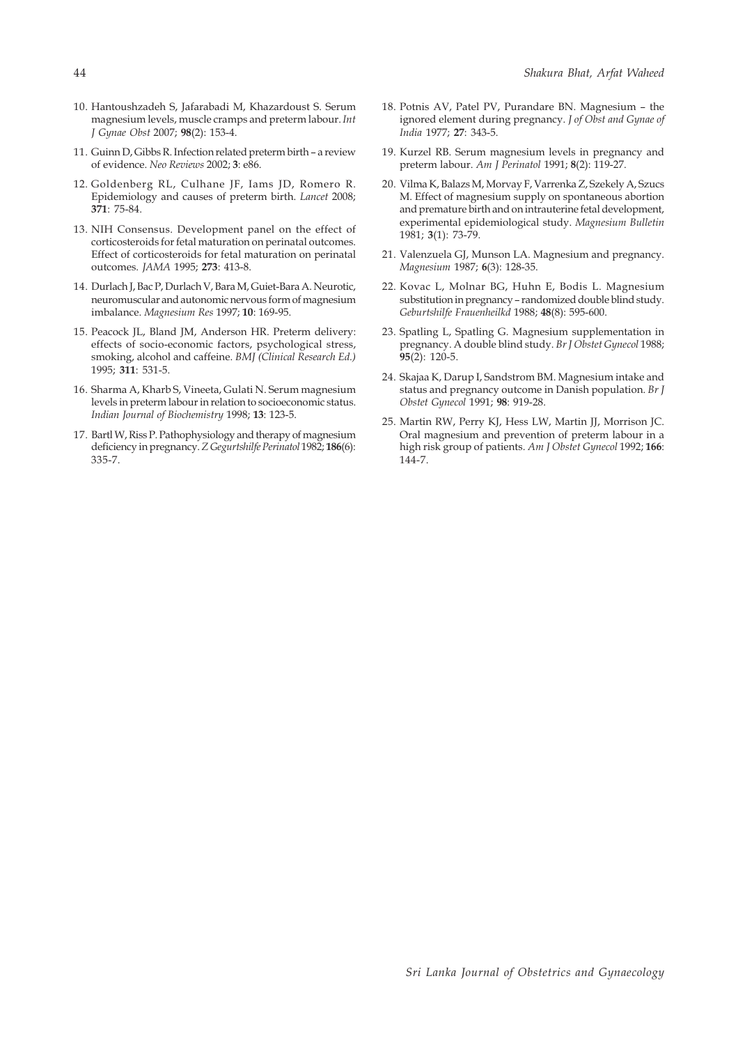10. Hantoushzadeh S, Jafarabadi M, Khazardoust S. Serum magnesium levels, muscle cramps and preterm labour. *Int J Gynae Obst* 2007; **98**(2): 153-4.

11. Guinn D, Gibbs R. Infection related preterm birth – a review of evidence. *Neo Reviews* 2002; **3**: e86.

12. Goldenberg RL, Culhane JF, Iams JD, Romero R. Epidemiology and causes of preterm birth. *Lancet* 2008; **371**: 75-84.

13. NIH Consensus. Development panel on the effect of corticosteroids for fetal maturation on perinatal outcomes. Effect of corticosteroids for fetal maturation on perinatal outcomes. *JAMA* 1995; **273**: 413-8.

14. Durlach J, Bac P, Durlach V, Bara M, Guiet-Bara A. Neurotic, neuromuscular and autonomic nervous form of magnesium imbalance. *Magnesium Res* 1997; **10**: 169-95.

15. Peacock JL, Bland JM, Anderson HR. Preterm delivery: effects of socio-economic factors, psychological stress, smoking, alcohol and caffeine. *BMJ (Clinical Research Ed.)* 1995; **311**: 531-5.

16. Sharma A, Kharb S, Vineeta, Gulati N. Serum magnesium levels in preterm labour in relation to socioeconomic status. *Indian Journal of Biochemistry* 1998; **13**: 123-5.

17. Bartl W, Riss P. Pathophysiology and therapy of magnesium deficiency in pregnancy. *Z Gegurtshilfe Perinatol* 1982; **186**(6): 335-7.

18. Potnis AV, Patel PV, Purandare BN. Magnesium – the ignored element during pregnancy. *J of Obst and Gynae of India* 1977; **27**: 343-5.

19. Kurzel RB. Serum magnesium levels in pregnancy and preterm labour. *Am J Perinatol* 1991; **8**(2): 119-27.

20. Vilma K, Balazs M, Morvay F, Varrenka Z, Szekely A, Szucs M. Effect of magnesium supply on spontaneous abortion and premature birth and on intrauterine fetal development, experimental epidemiological study. *Magnesium Bulletin* 1981; **3**(1): 73-79.

21. Valenzuela GJ, Munson LA. Magnesium and pregnancy. *Magnesium* 1987; **6**(3): 128-35.

22. Kovac L, Molnar BG, Huhn E, Bodis L. Magnesium substitution in pregnancy – randomized double blind study. *Geburtshilfe Frauenheilkd* 1988; **48**(8): 595-600.

23. Spatling L, Spatling G. Magnesium supplementation in pregnancy. A double blind study. *Br J Obstet Gynecol* 1988; **95**(2): 120-5.

24. Skajaa K, Darup I, Sandstrom BM. Magnesium intake and status and pregnancy outcome in Danish population. *Br J Obstet Gynecol* 1991; **98**: 919-28.

25. Martin RW, Perry KJ, Hess LW, Martin JJ, Morrison JC. Oral magnesium and prevention of preterm labour in a high risk group of patients. *Am J Obstet Gynecol* 1992; **166**: 144-7.